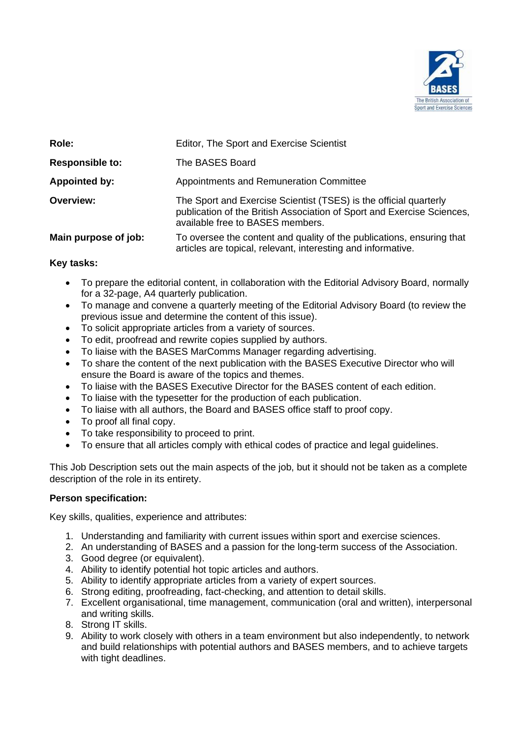| | |
|---|---|
| **Role:** | Editor, The Sport and Exercise Scientist |
| **Responsible to:** | The BASES Board |
| **Appointed by:** | Appointments and Remuneration Committee |
| **Overview:** | The Sport and Exercise Scientist (TSES) is the official quarterly publication of the British Association of Sport and Exercise Sciences, available free to BASES members. |
| **Main purpose of job:** | To oversee the content and quality of the publications, ensuring that articles are topical, relevant, interesting and informative. |

**Key tasks:**

- To prepare the editorial content, in collaboration with the Editorial Advisory Board, normally for a 32-page, A4 quarterly publication.
- To manage and convene a quarterly meeting of the Editorial Advisory Board (to review the previous issue and determine the content of this issue).
- To solicit appropriate articles from a variety of sources.
- To edit, proofread and rewrite copies supplied by authors.
- To liaise with the BASES MarComms Manager regarding advertising.
- To share the content of the next publication with the BASES Executive Director who will ensure the Board is aware of the topics and themes.
- To liaise with the BASES Executive Director for the BASES content of each edition.
- To liaise with the typesetter for the production of each publication.
- To liaise with all authors, the Board and BASES office staff to proof copy.
- To proof all final copy.
- To take responsibility to proceed to print.
- To ensure that all articles comply with ethical codes of practice and legal guidelines.

This Job Description sets out the main aspects of the job, but it should not be taken as a complete description of the role in its entirety.

**Person specification:**

Key skills, qualities, experience and attributes:

1. Understanding and familiarity with current issues within sport and exercise sciences.
2. An understanding of BASES and a passion for the long-term success of the Association.
3. Good degree (or equivalent).
4. Ability to identify potential hot topic articles and authors.
5. Ability to identify appropriate articles from a variety of expert sources.
6. Strong editing, proofreading, fact-checking, and attention to detail skills.
7. Excellent organisational, time management, communication (oral and written), interpersonal and writing skills.
8. Strong IT skills.
9. Ability to work closely with others in a team environment but also independently, to network and build relationships with potential authors and BASES members, and to achieve targets with tight deadlines.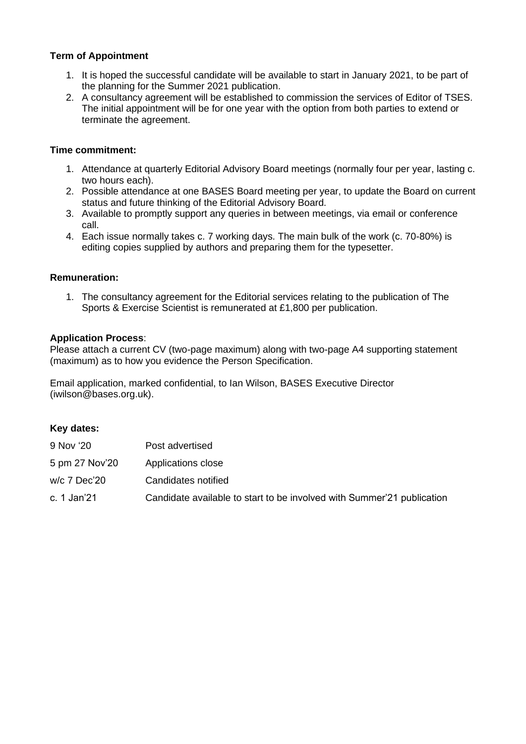**Term of Appointment**

1. It is hoped the successful candidate will be available to start in January 2021, to be part of the planning for the Summer 2021 publication.
2. A consultancy agreement will be established to commission the services of Editor of TSES. The initial appointment will be for one year with the option from both parties to extend or terminate the agreement.

**Time commitment:**

1. Attendance at quarterly Editorial Advisory Board meetings (normally four per year, lasting c. two hours each).
2. Possible attendance at one BASES Board meeting per year, to update the Board on current status and future thinking of the Editorial Advisory Board.
3. Available to promptly support any queries in between meetings, via email or conference call.
4. Each issue normally takes c. 7 working days. The main bulk of the work (c. 70-80%) is editing copies supplied by authors and preparing them for the typesetter.

**Remuneration:**

1. The consultancy agreement for the Editorial services relating to the publication of The Sports & Exercise Scientist is remunerated at £1,800 per publication.

**Application Process**:
Please attach a current CV (two-page maximum) along with two-page A4 supporting statement (maximum) as to how you evidence the Person Specification.

Email application, marked confidential, to Ian Wilson, BASES Executive Director (iwilson@bases.org.uk).

**Key dates:**

| | |
|---|---|
| 9 Nov '20 | Post advertised |
| 5 pm 27 Nov'20 | Applications close |
| w/c 7 Dec'20 | Candidates notified |
| c. 1 Jan'21 | Candidate available to start to be involved with Summer'21 publication |